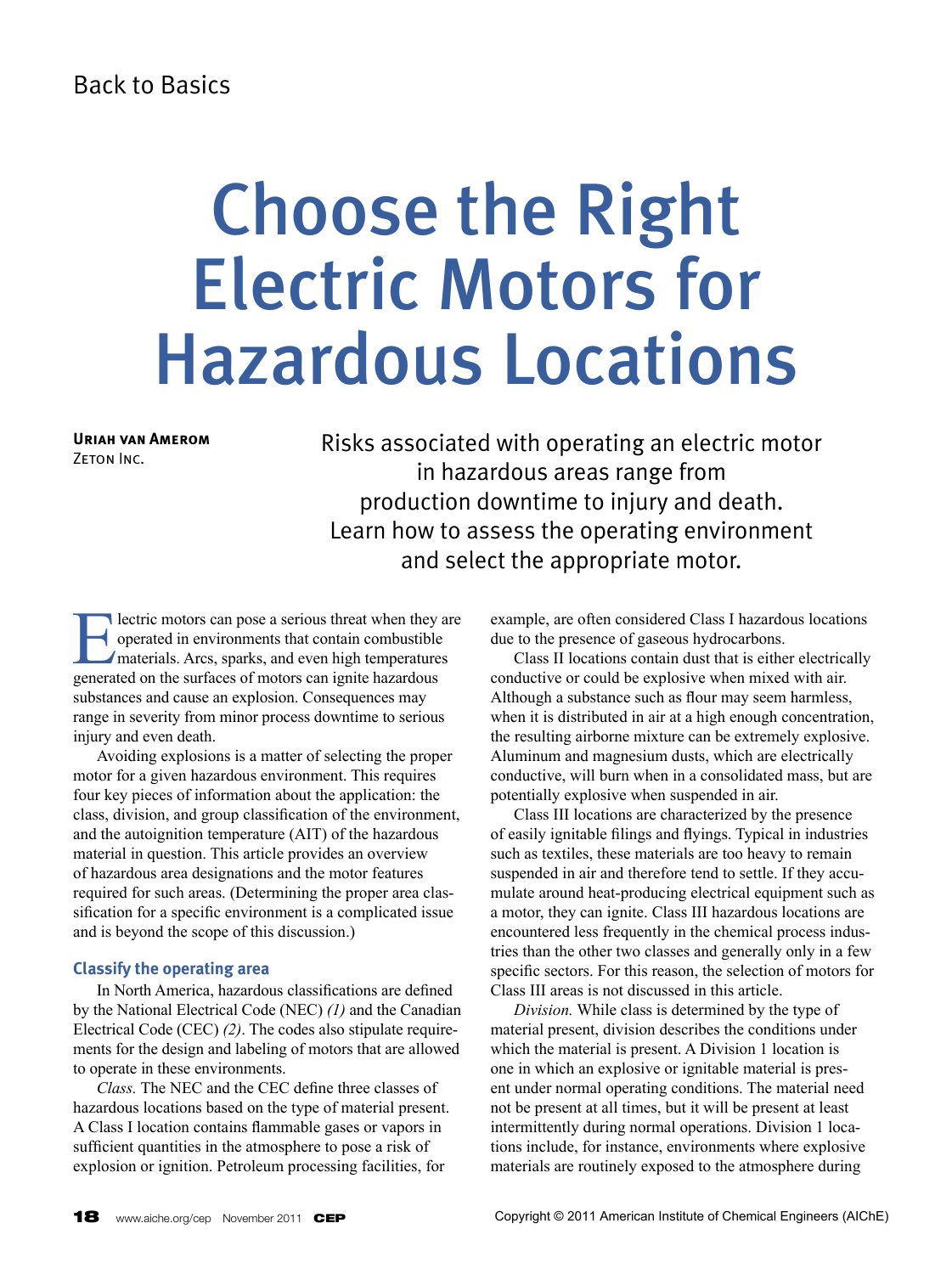Back to Basics

# Choose the Right Electric Motors for Hazardous Locations

**Uriah van Amerom**
Zeton Inc.

Risks associated with operating an electric motor in hazardous areas range from production downtime to injury and death. Learn how to assess the operating environment and select the appropriate motor.

Electric motors can pose a serious threat when they are operated in environments that contain combustible materials. Arcs, sparks, and even high temperatures generated on the surfaces of motors can ignite hazardous substances and cause an explosion. Consequences may range in severity from minor process downtime to serious injury and even death.

Avoiding explosions is a matter of selecting the proper motor for a given hazardous environment. This requires four key pieces of information about the application: the class, division, and group classification of the environment, and the autoignition temperature (AIT) of the hazardous material in question. This article provides an overview of hazardous area designations and the motor features required for such areas. (Determining the proper area classification for a specific environment is a complicated issue and is beyond the scope of this discussion.)

## Classify the operating area

In North America, hazardous classifications are defined by the National Electrical Code (NEC) *(1)* and the Canadian Electrical Code (CEC) *(2)*. The codes also stipulate requirements for the design and labeling of motors that are allowed to operate in these environments.

*Class.* The NEC and the CEC define three classes of hazardous locations based on the type of material present. A Class I location contains flammable gases or vapors in sufficient quantities in the atmosphere to pose a risk of explosion or ignition. Petroleum processing facilities, for example, are often considered Class I hazardous locations due to the presence of gaseous hydrocarbons.

Class II locations contain dust that is either electrically conductive or could be explosive when mixed with air. Although a substance such as flour may seem harmless, when it is distributed in air at a high enough concentration, the resulting airborne mixture can be extremely explosive. Aluminum and magnesium dusts, which are electrically conductive, will burn when in a consolidated mass, but are potentially explosive when suspended in air.

Class III locations are characterized by the presence of easily ignitable filings and flyings. Typical in industries such as textiles, these materials are too heavy to remain suspended in air and therefore tend to settle. If they accumulate around heat-producing electrical equipment such as a motor, they can ignite. Class III hazardous locations are encountered less frequently in the chemical process industries than the other two classes and generally only in a few specific sectors. For this reason, the selection of motors for Class III areas is not discussed in this article.

*Division.* While class is determined by the type of material present, division describes the conditions under which the material is present. A Division 1 location is one in which an explosive or ignitable material is present under normal operating conditions. The material need not be present at all times, but it will be present at least intermittently during normal operations. Division 1 locations include, for instance, environments where explosive materials are routinely exposed to the atmosphere during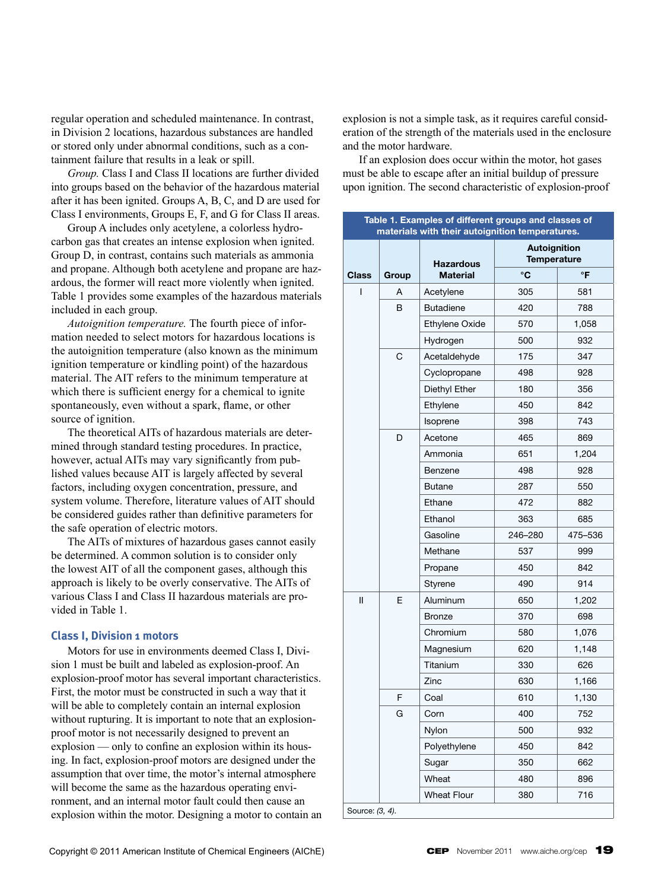regular operation and scheduled maintenance. In contrast, in Division 2 locations, hazardous substances are handled or stored only under abnormal conditions, such as a containment failure that results in a leak or spill.

*Group.* Class I and Class II locations are further divided into groups based on the behavior of the hazardous material after it has been ignited. Groups A, B, C, and D are used for Class I environments, Groups E, F, and G for Class II areas.

Group A includes only acetylene, a colorless hydrocarbon gas that creates an intense explosion when ignited. Group D, in contrast, contains such materials as ammonia and propane. Although both acetylene and propane are hazardous, the former will react more violently when ignited. Table 1 provides some examples of the hazardous materials included in each group.

*Autoignition temperature.* The fourth piece of information needed to select motors for hazardous locations is the autoignition temperature (also known as the minimum ignition temperature or kindling point) of the hazardous material. The AIT refers to the minimum temperature at which there is sufficient energy for a chemical to ignite spontaneously, even without a spark, flame, or other source of ignition.

The theoretical AITs of hazardous materials are determined through standard testing procedures. In practice, however, actual AITs may vary significantly from published values because AIT is largely affected by several factors, including oxygen concentration, pressure, and system volume. Therefore, literature values of AIT should be considered guides rather than definitive parameters for the safe operation of electric motors.

The AITs of mixtures of hazardous gases cannot easily be determined. A common solution is to consider only the lowest AIT of all the component gases, although this approach is likely to be overly conservative. The AITs of various Class I and Class II hazardous materials are provided in Table 1.

## Class I, Division 1 motors

Motors for use in environments deemed Class I, Division 1 must be built and labeled as explosion-proof. An explosion-proof motor has several important characteristics. First, the motor must be constructed in such a way that it will be able to completely contain an internal explosion without rupturing. It is important to note that an explosion-proof motor is not necessarily designed to prevent an explosion — only to confine an explosion within its housing. In fact, explosion-proof motors are designed under the assumption that over time, the motor's internal atmosphere will become the same as the hazardous operating environment, and an internal motor fault could then cause an explosion within the motor. Designing a motor to contain an explosion is not a simple task, as it requires careful consideration of the strength of the materials used in the enclosure and the motor hardware.

If an explosion does occur within the motor, hot gases must be able to escape after an initial buildup of pressure upon ignition. The second characteristic of explosion-proof

**Table 1. Examples of different groups and classes of materials with their autoignition temperatures.**

| Class | Group | Hazardous Material | Autoignition Temperature | |
|---|---|---|---|---|
| | | | °C | °F |
| I | A | Acetylene | 305 | 581 |
| | B | Butadiene | 420 | 788 |
| | | Ethylene Oxide | 570 | 1,058 |
| | | Hydrogen | 500 | 932 |
| | C | Acetaldehyde | 175 | 347 |
| | | Cyclopropane | 498 | 928 |
| | | Diethyl Ether | 180 | 356 |
| | | Ethylene | 450 | 842 |
| | | Isoprene | 398 | 743 |
| | D | Acetone | 465 | 869 |
| | | Ammonia | 651 | 1,204 |
| | | Benzene | 498 | 928 |
| | | Butane | 287 | 550 |
| | | Ethane | 472 | 882 |
| | | Ethanol | 363 | 685 |
| | | Gasoline | 246–280 | 475–536 |
| | | Methane | 537 | 999 |
| | | Propane | 450 | 842 |
| | | Styrene | 490 | 914 |
| II | E | Aluminum | 650 | 1,202 |
| | | Bronze | 370 | 698 |
| | | Chromium | 580 | 1,076 |
| | | Magnesium | 620 | 1,148 |
| | | Titanium | 330 | 626 |
| | | Zinc | 630 | 1,166 |
| | F | Coal | 610 | 1,130 |
| | G | Corn | 400 | 752 |
| | | Nylon | 500 | 932 |
| | | Polyethylene | 450 | 842 |
| | | Sugar | 350 | 662 |
| | | Wheat | 480 | 896 |
| | | Wheat Flour | 380 | 716 |

Source: *(3, 4)*.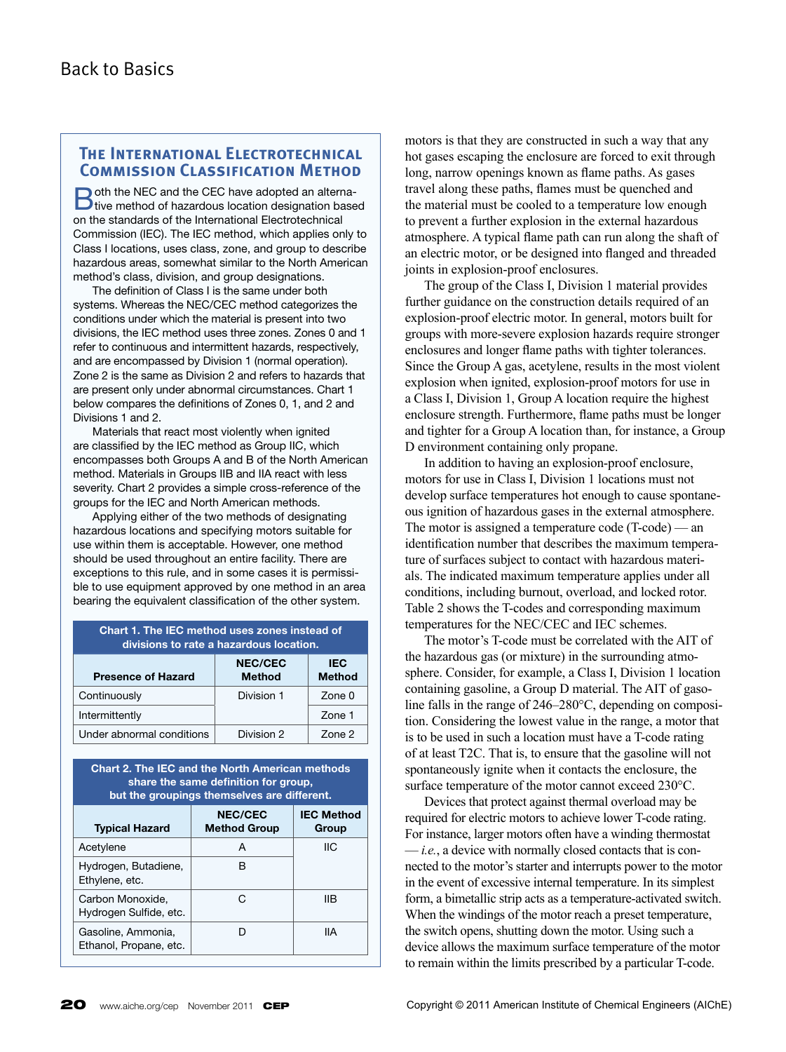## The International Electrotechnical Commission Classification Method

Both the NEC and the CEC have adopted an alternative method of hazardous location designation based on the standards of the International Electrotechnical Commission (IEC). The IEC method, which applies only to Class I locations, uses class, zone, and group to describe hazardous areas, somewhat similar to the North American method's class, division, and group designations.

The definition of Class I is the same under both systems. Whereas the NEC/CEC method categorizes the conditions under which the material is present into two divisions, the IEC method uses three zones. Zones 0 and 1 refer to continuous and intermittent hazards, respectively, and are encompassed by Division 1 (normal operation). Zone 2 is the same as Division 2 and refers to hazards that are present only under abnormal circumstances. Chart 1 below compares the definitions of Zones 0, 1, and 2 and Divisions 1 and 2.

Materials that react most violently when ignited are classified by the IEC method as Group IIC, which encompasses both Groups A and B of the North American method. Materials in Groups IIB and IIA react with less severity. Chart 2 provides a simple cross-reference of the groups for the IEC and North American methods.

Applying either of the two methods of designating hazardous locations and specifying motors suitable for use within them is acceptable. However, one method should be used throughout an entire facility. There are exceptions to this rule, and in some cases it is permissible to use equipment approved by one method in an area bearing the equivalent classification of the other system.

**Chart 1. The IEC method uses zones instead of divisions to rate a hazardous location.**

| Presence of Hazard | NEC/CEC Method | IEC Method |
|---|---|---|
| Continuously | Division 1 | Zone 0 |
| Intermittently | | Zone 1 |
| Under abnormal conditions | Division 2 | Zone 2 |

**Chart 2. The IEC and the North American methods share the same definition for group, but the groupings themselves are different.**

| Typical Hazard | NEC/CEC Method Group | IEC Method Group |
|---|---|---|
| Acetylene | A | IIC |
| Hydrogen, Butadiene, Ethylene, etc. | B | |
| Carbon Monoxide, Hydrogen Sulfide, etc. | C | IIB |
| Gasoline, Ammonia, Ethanol, Propane, etc. | D | IIA |

motors is that they are constructed in such a way that any hot gases escaping the enclosure are forced to exit through long, narrow openings known as flame paths. As gases travel along these paths, flames must be quenched and the material must be cooled to a temperature low enough to prevent a further explosion in the external hazardous atmosphere. A typical flame path can run along the shaft of an electric motor, or be designed into flanged and threaded joints in explosion-proof enclosures.

The group of the Class I, Division 1 material provides further guidance on the construction details required of an explosion-proof electric motor. In general, motors built for groups with more-severe explosion hazards require stronger enclosures and longer flame paths with tighter tolerances. Since the Group A gas, acetylene, results in the most violent explosion when ignited, explosion-proof motors for use in a Class I, Division 1, Group A location require the highest enclosure strength. Furthermore, flame paths must be longer and tighter for a Group A location than, for instance, a Group D environment containing only propane.

In addition to having an explosion-proof enclosure, motors for use in Class I, Division 1 locations must not develop surface temperatures hot enough to cause spontaneous ignition of hazardous gases in the external atmosphere. The motor is assigned a temperature code (T-code) — an identification number that describes the maximum temperature of surfaces subject to contact with hazardous materials. The indicated maximum temperature applies under all conditions, including burnout, overload, and locked rotor. Table 2 shows the T-codes and corresponding maximum temperatures for the NEC/CEC and IEC schemes.

The motor's T-code must be correlated with the AIT of the hazardous gas (or mixture) in the surrounding atmosphere. Consider, for example, a Class I, Division 1 location containing gasoline, a Group D material. The AIT of gasoline falls in the range of 246–280°C, depending on composition. Considering the lowest value in the range, a motor that is to be used in such a location must have a T-code rating of at least T2C. That is, to ensure that the gasoline will not spontaneously ignite when it contacts the enclosure, the surface temperature of the motor cannot exceed 230°C.

Devices that protect against thermal overload may be required for electric motors to achieve lower T-code rating. For instance, larger motors often have a winding thermostat — *i.e.*, a device with normally closed contacts that is connected to the motor's starter and interrupts power to the motor in the event of excessive internal temperature. In its simplest form, a bimetallic strip acts as a temperature-activated switch. When the windings of the motor reach a preset temperature, the switch opens, shutting down the motor. Using such a device allows the maximum surface temperature of the motor to remain within the limits prescribed by a particular T-code.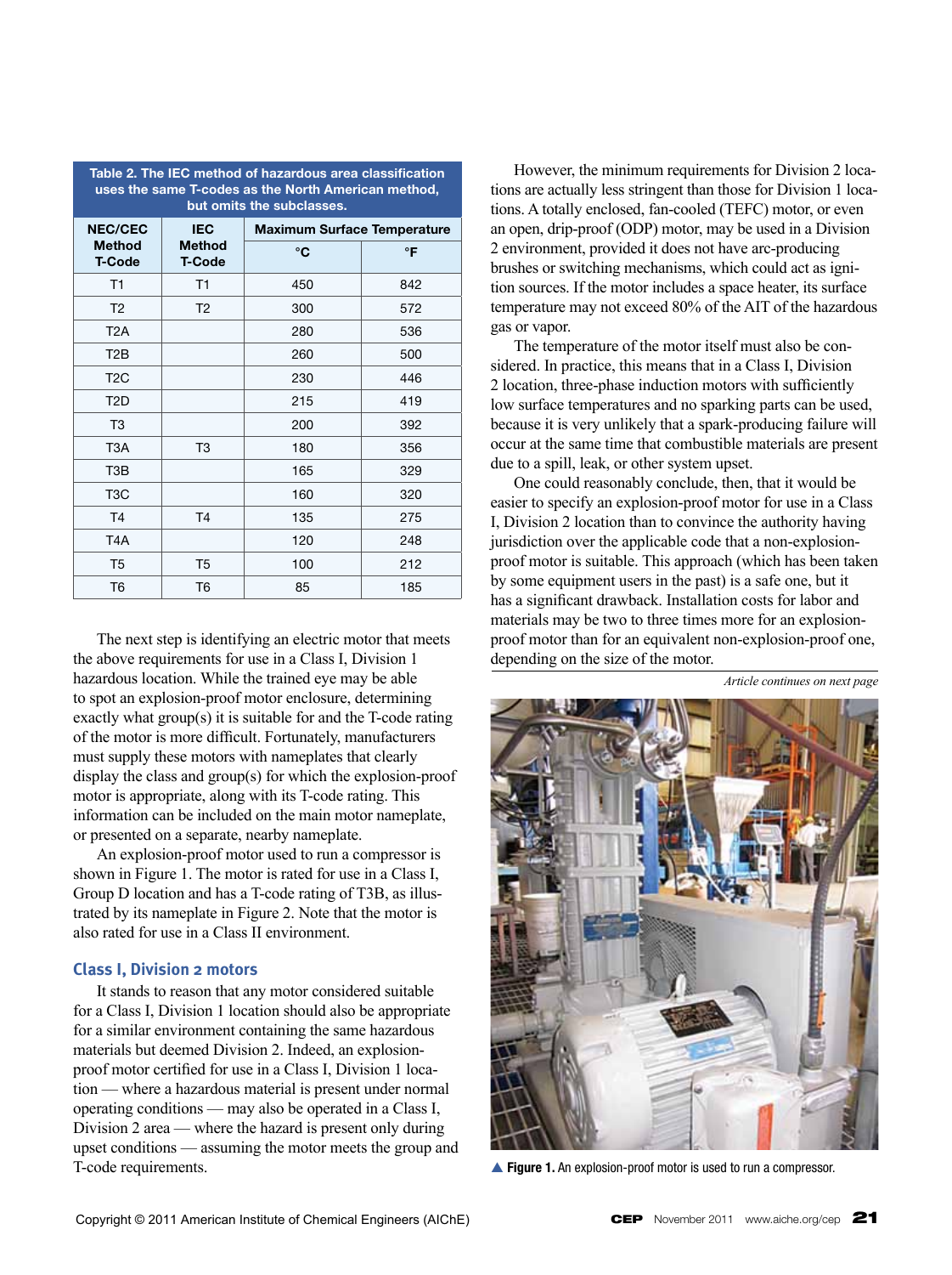Table 2. The IEC method of hazardous area classification uses the same T-codes as the North American method, but omits the subclasses.

| NEC/CEC Method T-Code | IEC Method T-Code | Maximum Surface Temperature | |
|---|---|---|---|
| | | °C | °F |
| T1 | T1 | 450 | 842 |
| T2 | T2 | 300 | 572 |
| T2A | | 280 | 536 |
| T2B | | 260 | 500 |
| T2C | | 230 | 446 |
| T2D | | 215 | 419 |
| T3 | | 200 | 392 |
| T3A | T3 | 180 | 356 |
| T3B | | 165 | 329 |
| T3C | | 160 | 320 |
| T4 | T4 | 135 | 275 |
| T4A | | 120 | 248 |
| T5 | T5 | 100 | 212 |
| T6 | T6 | 85 | 185 |

The next step is identifying an electric motor that meets the above requirements for use in a Class I, Division 1 hazardous location. While the trained eye may be able to spot an explosion-proof motor enclosure, determining exactly what group(s) it is suitable for and the T-code rating of the motor is more difficult. Fortunately, manufacturers must supply these motors with nameplates that clearly display the class and group(s) for which the explosion-proof motor is appropriate, along with its T-code rating. This information can be included on the main motor nameplate, or presented on a separate, nearby nameplate.

An explosion-proof motor used to run a compressor is shown in Figure 1. The motor is rated for use in a Class I, Group D location and has a T-code rating of T3B, as illustrated by its nameplate in Figure 2. Note that the motor is also rated for use in a Class II environment.

### Class I, Division 2 motors

It stands to reason that any motor considered suitable for a Class I, Division 1 location should also be appropriate for a similar environment containing the same hazardous materials but deemed Division 2. Indeed, an explosion-proof motor certified for use in a Class I, Division 1 location — where a hazardous material is present under normal operating conditions — may also be operated in a Class I, Division 2 area — where the hazard is present only during upset conditions — assuming the motor meets the group and T-code requirements.

However, the minimum requirements for Division 2 locations are actually less stringent than those for Division 1 locations. A totally enclosed, fan-cooled (TEFC) motor, or even an open, drip-proof (ODP) motor, may be used in a Division 2 environment, provided it does not have arc-producing brushes or switching mechanisms, which could act as ignition sources. If the motor includes a space heater, its surface temperature may not exceed 80% of the AIT of the hazardous gas or vapor.

The temperature of the motor itself must also be considered. In practice, this means that in a Class I, Division 2 location, three-phase induction motors with sufficiently low surface temperatures and no sparking parts can be used, because it is very unlikely that a spark-producing failure will occur at the same time that combustible materials are present due to a spill, leak, or other system upset.

One could reasonably conclude, then, that it would be easier to specify an explosion-proof motor for use in a Class I, Division 2 location than to convince the authority having jurisdiction over the applicable code that a non-explosion-proof motor is suitable. This approach (which has been taken by some equipment users in the past) is a safe one, but it has a significant drawback. Installation costs for labor and materials may be two to three times more for an explosion-proof motor than for an equivalent non-explosion-proof one, depending on the size of the motor.

*Article continues on next page*

▲ **Figure 1.** An explosion-proof motor is used to run a compressor.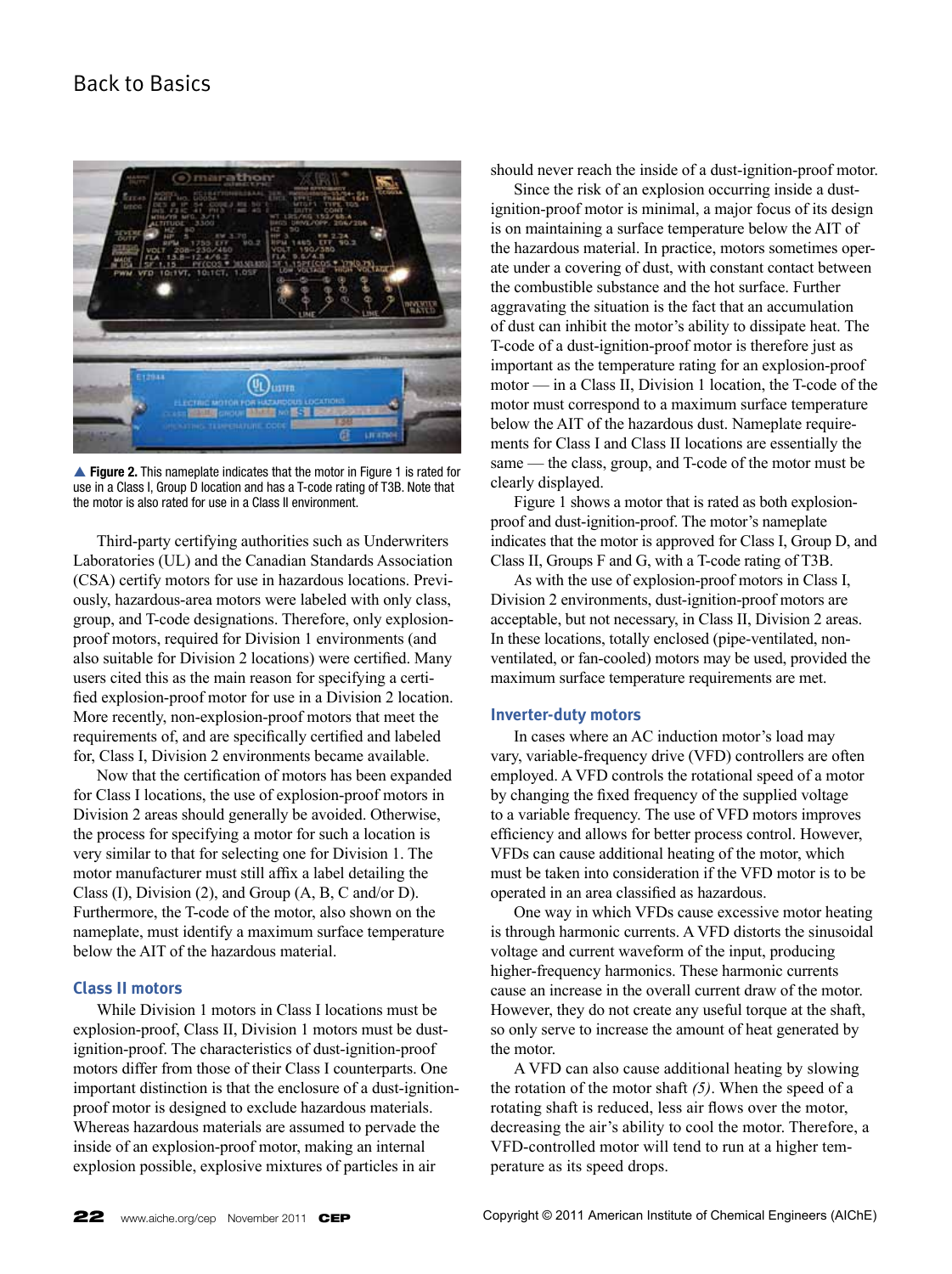▲ **Figure 2.** This nameplate indicates that the motor in Figure 1 is rated for use in a Class I, Group D location and has a T-code rating of T3B. Note that the motor is also rated for use in a Class II environment.

Third-party certifying authorities such as Underwriters Laboratories (UL) and the Canadian Standards Association (CSA) certify motors for use in hazardous locations. Previously, hazardous-area motors were labeled with only class, group, and T-code designations. Therefore, only explosion-proof motors, required for Division 1 environments (and also suitable for Division 2 locations) were certified. Many users cited this as the main reason for specifying a certified explosion-proof motor for use in a Division 2 location. More recently, non-explosion-proof motors that meet the requirements of, and are specifically certified and labeled for, Class I, Division 2 environments became available.

Now that the certification of motors has been expanded for Class I locations, the use of explosion-proof motors in Division 2 areas should generally be avoided. Otherwise, the process for specifying a motor for such a location is very similar to that for selecting one for Division 1. The motor manufacturer must still affix a label detailing the Class (I), Division (2), and Group (A, B, C and/or D). Furthermore, the T-code of the motor, also shown on the nameplate, must identify a maximum surface temperature below the AIT of the hazardous material.

## Class II motors

While Division 1 motors in Class I locations must be explosion-proof, Class II, Division 1 motors must be dust-ignition-proof. The characteristics of dust-ignition-proof motors differ from those of their Class I counterparts. One important distinction is that the enclosure of a dust-ignition-proof motor is designed to exclude hazardous materials. Whereas hazardous materials are assumed to pervade the inside of an explosion-proof motor, making an internal explosion possible, explosive mixtures of particles in air should never reach the inside of a dust-ignition-proof motor.

Since the risk of an explosion occurring inside a dust-ignition-proof motor is minimal, a major focus of its design is on maintaining a surface temperature below the AIT of the hazardous material. In practice, motors sometimes operate under a covering of dust, with constant contact between the combustible substance and the hot surface. Further aggravating the situation is the fact that an accumulation of dust can inhibit the motor's ability to dissipate heat. The T-code of a dust-ignition-proof motor is therefore just as important as the temperature rating for an explosion-proof motor — in a Class II, Division 1 location, the T-code of the motor must correspond to a maximum surface temperature below the AIT of the hazardous dust. Nameplate requirements for Class I and Class II locations are essentially the same — the class, group, and T-code of the motor must be clearly displayed.

Figure 1 shows a motor that is rated as both explosion-proof and dust-ignition-proof. The motor's nameplate indicates that the motor is approved for Class I, Group D, and Class II, Groups F and G, with a T-code rating of T3B.

As with the use of explosion-proof motors in Class I, Division 2 environments, dust-ignition-proof motors are acceptable, but not necessary, in Class II, Division 2 areas. In these locations, totally enclosed (pipe-ventilated, non-ventilated, or fan-cooled) motors may be used, provided the maximum surface temperature requirements are met.

## Inverter-duty motors

In cases where an AC induction motor's load may vary, variable-frequency drive (VFD) controllers are often employed. A VFD controls the rotational speed of a motor by changing the fixed frequency of the supplied voltage to a variable frequency. The use of VFD motors improves efficiency and allows for better process control. However, VFDs can cause additional heating of the motor, which must be taken into consideration if the VFD motor is to be operated in an area classified as hazardous.

One way in which VFDs cause excessive motor heating is through harmonic currents. A VFD distorts the sinusoidal voltage and current waveform of the input, producing higher-frequency harmonics. These harmonic currents cause an increase in the overall current draw of the motor. However, they do not create any useful torque at the shaft, so only serve to increase the amount of heat generated by the motor.

A VFD can also cause additional heating by slowing the rotation of the motor shaft *(5)*. When the speed of a rotating shaft is reduced, less air flows over the motor, decreasing the air's ability to cool the motor. Therefore, a VFD-controlled motor will tend to run at a higher temperature as its speed drops.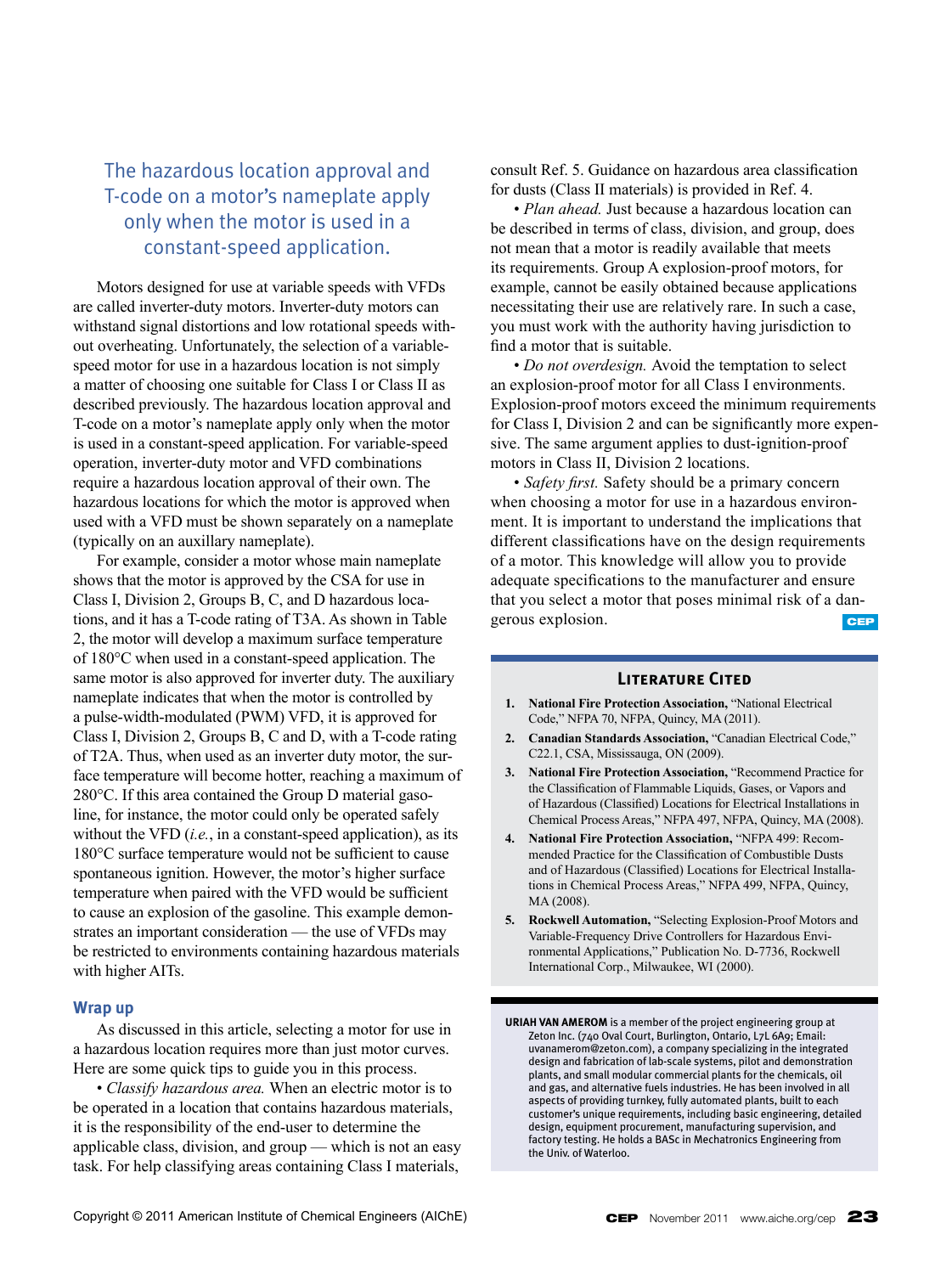> The hazardous location approval and T-code on a motor's nameplate apply only when the motor is used in a constant-speed application.

Motors designed for use at variable speeds with VFDs are called inverter-duty motors. Inverter-duty motors can withstand signal distortions and low rotational speeds without overheating. Unfortunately, the selection of a variable-speed motor for use in a hazardous location is not simply a matter of choosing one suitable for Class I or Class II as described previously. The hazardous location approval and T-code on a motor's nameplate apply only when the motor is used in a constant-speed application. For variable-speed operation, inverter-duty motor and VFD combinations require a hazardous location approval of their own. The hazardous locations for which the motor is approved when used with a VFD must be shown separately on a nameplate (typically on an auxillary nameplate).

For example, consider a motor whose main nameplate shows that the motor is approved by the CSA for use in Class I, Division 2, Groups B, C, and D hazardous locations, and it has a T-code rating of T3A. As shown in Table 2, the motor will develop a maximum surface temperature of 180°C when used in a constant-speed application. The same motor is also approved for inverter duty. The auxiliary nameplate indicates that when the motor is controlled by a pulse-width-modulated (PWM) VFD, it is approved for Class I, Division 2, Groups B, C and D, with a T-code rating of T2A. Thus, when used as an inverter duty motor, the surface temperature will become hotter, reaching a maximum of 280°C. If this area contained the Group D material gasoline, for instance, the motor could only be operated safely without the VFD (*i.e.*, in a constant-speed application), as its 180°C surface temperature would not be sufficient to cause spontaneous ignition. However, the motor's higher surface temperature when paired with the VFD would be sufficient to cause an explosion of the gasoline. This example demonstrates an important consideration — the use of VFDs may be restricted to environments containing hazardous materials with higher AITs.

## Wrap up

As discussed in this article, selecting a motor for use in a hazardous location requires more than just motor curves. Here are some quick tips to guide you in this process.

- *Classify hazardous area.* When an electric motor is to be operated in a location that contains hazardous materials, it is the responsibility of the end-user to determine the applicable class, division, and group — which is not an easy task. For help classifying areas containing Class I materials, consult Ref. 5. Guidance on hazardous area classification for dusts (Class II materials) is provided in Ref. 4.
- *Plan ahead.* Just because a hazardous location can be described in terms of class, division, and group, does not mean that a motor is readily available that meets its requirements. Group A explosion-proof motors, for example, cannot be easily obtained because applications necessitating their use are relatively rare. In such a case, you must work with the authority having jurisdiction to find a motor that is suitable.
- *Do not overdesign.* Avoid the temptation to select an explosion-proof motor for all Class I environments. Explosion-proof motors exceed the minimum requirements for Class I, Division 2 and can be significantly more expensive. The same argument applies to dust-ignition-proof motors in Class II, Division 2 locations.
- *Safety first.* Safety should be a primary concern when choosing a motor for use in a hazardous environment. It is important to understand the implications that different classifications have on the design requirements of a motor. This knowledge will allow you to provide adequate specifications to the manufacturer and ensure that you select a motor that poses minimal risk of a dangerous explosion. CEP

## Literature Cited

1. **National Fire Protection Association,** "National Electrical Code," NFPA 70, NFPA, Quincy, MA (2011).
2. **Canadian Standards Association,** "Canadian Electrical Code," C22.1, CSA, Mississauga, ON (2009).
3. **National Fire Protection Association,** "Recommend Practice for the Classification of Flammable Liquids, Gases, or Vapors and of Hazardous (Classified) Locations for Electrical Installations in Chemical Process Areas," NFPA 497, NFPA, Quincy, MA (2008).
4. **National Fire Protection Association,** "NFPA 499: Recommended Practice for the Classification of Combustible Dusts and of Hazardous (Classified) Locations for Electrical Installations in Chemical Process Areas," NFPA 499, NFPA, Quincy, MA (2008).
5. **Rockwell Automation,** "Selecting Explosion-Proof Motors and Variable-Frequency Drive Controllers for Hazardous Environmental Applications," Publication No. D-7736, Rockwell International Corp., Milwaukee, WI (2000).

**URIAH VAN AMEROM** is a member of the project engineering group at Zeton Inc. (740 Oval Court, Burlington, Ontario, L7L 6A9; Email: uvanamerom@zeton.com), a company specializing in the integrated design and fabrication of lab-scale systems, pilot and demonstration plants, and small modular commercial plants for the chemicals, oil and gas, and alternative fuels industries. He has been involved in all aspects of providing turnkey, fully automated plants, built to each customer's unique requirements, including basic engineering, detailed design, equipment procurement, manufacturing supervision, and factory testing. He holds a BASc in Mechatronics Engineering from the Univ. of Waterloo.

Copyright © 2011 American Institute of Chemical Engineers (AIChE)